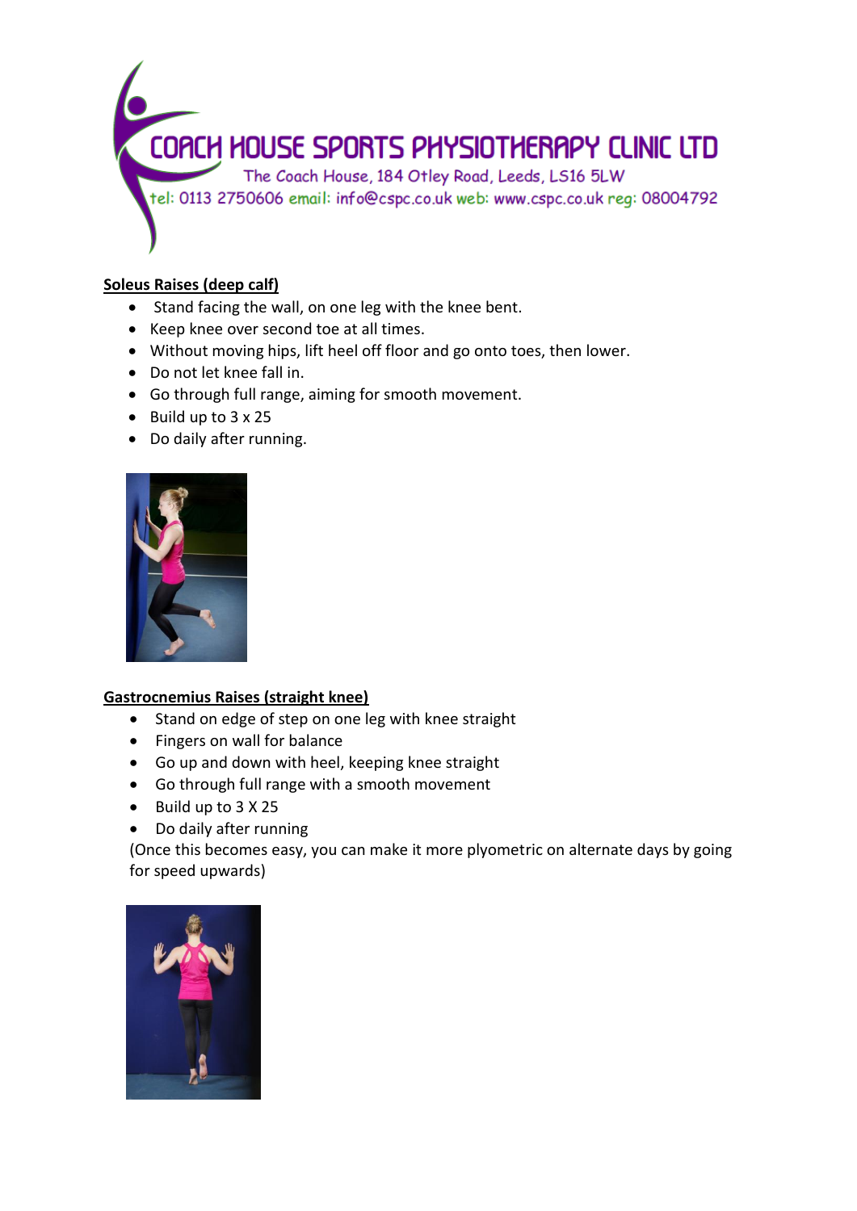COACH HOUSE SPORTS PHYSIOTHERAPY CLINIC LTD

The Coach House, 184 Otley Road, Leeds, LS16 5LW

tel: 0113 2750606 email: info@cspc.co.uk web: www.cspc.co.uk reg: 08004792

## Soleus Raises (deep calf)

- Stand facing the wall, on one leg with the knee bent.
- Keep knee over second toe at all times.
- Without moving hips, lift heel off floor and go onto toes, then lower.
- Do not let knee fall in.
- Go through full range, aiming for smooth movement.
- Build up to 3 x 25
- Do daily after running.

## Gastrocnemius Raises (straight knee)

- Stand on edge of step on one leg with knee straight
- Fingers on wall for balance
- Go up and down with heel, keeping knee straight
- Go through full range with a smooth movement
- Build up to 3 X 25
- Do daily after running

(Once this becomes easy, you can make it more plyometric on alternate days by going for speed upwards)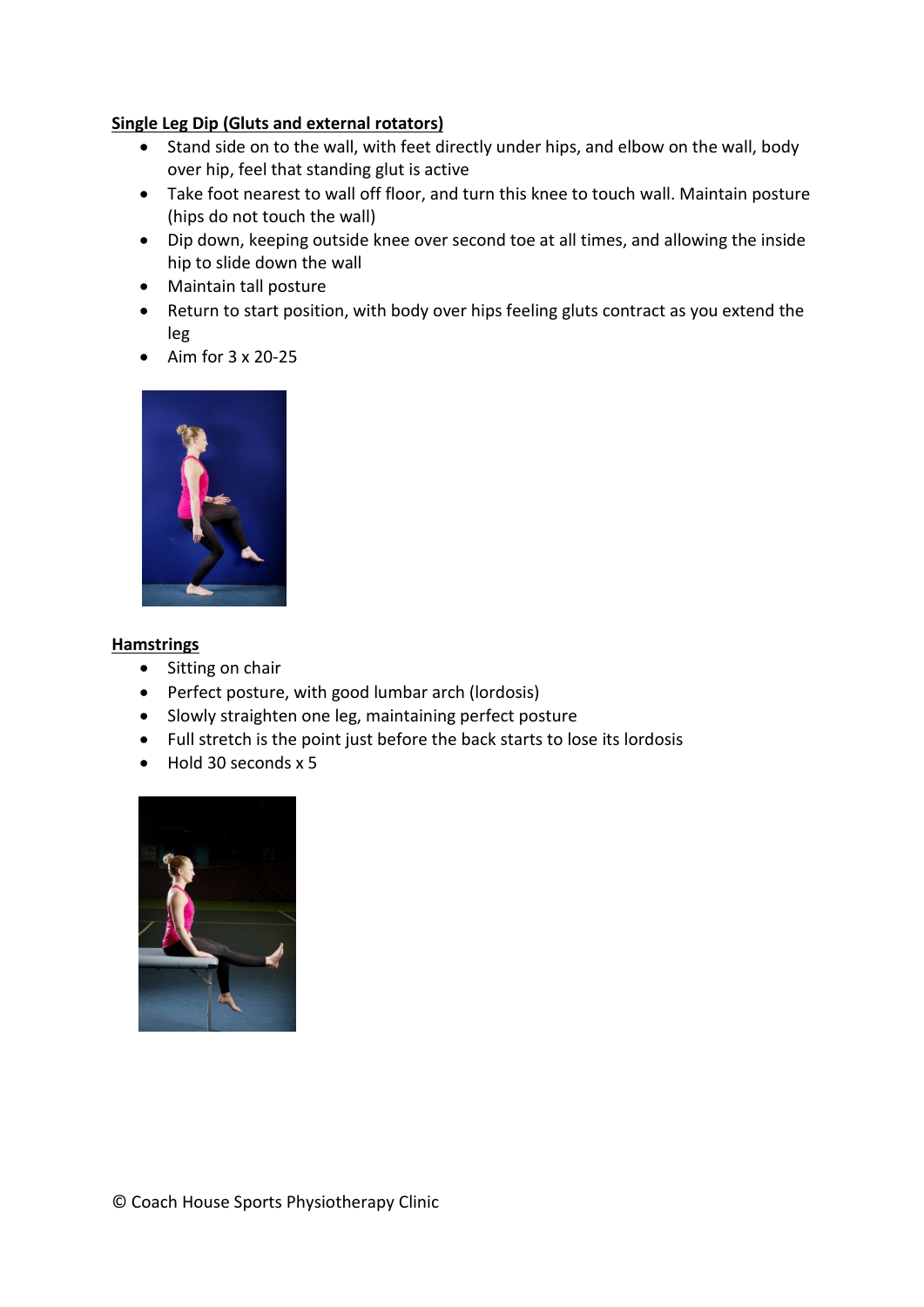**Single Leg Dip (Gluts and external rotators)**

- Stand side on to the wall, with feet directly under hips, and elbow on the wall, body over hip, feel that standing glut is active
- Take foot nearest to wall off floor, and turn this knee to touch wall. Maintain posture (hips do not touch the wall)
- Dip down, keeping outside knee over second toe at all times, and allowing the inside hip to slide down the wall
- Maintain tall posture
- Return to start position, with body over hips feeling gluts contract as you extend the leg
- Aim for 3 x 20-25

**Hamstrings**

- Sitting on chair
- Perfect posture, with good lumbar arch (lordosis)
- Slowly straighten one leg, maintaining perfect posture
- Full stretch is the point just before the back starts to lose its lordosis
- Hold 30 seconds x 5

© Coach House Sports Physiotherapy Clinic